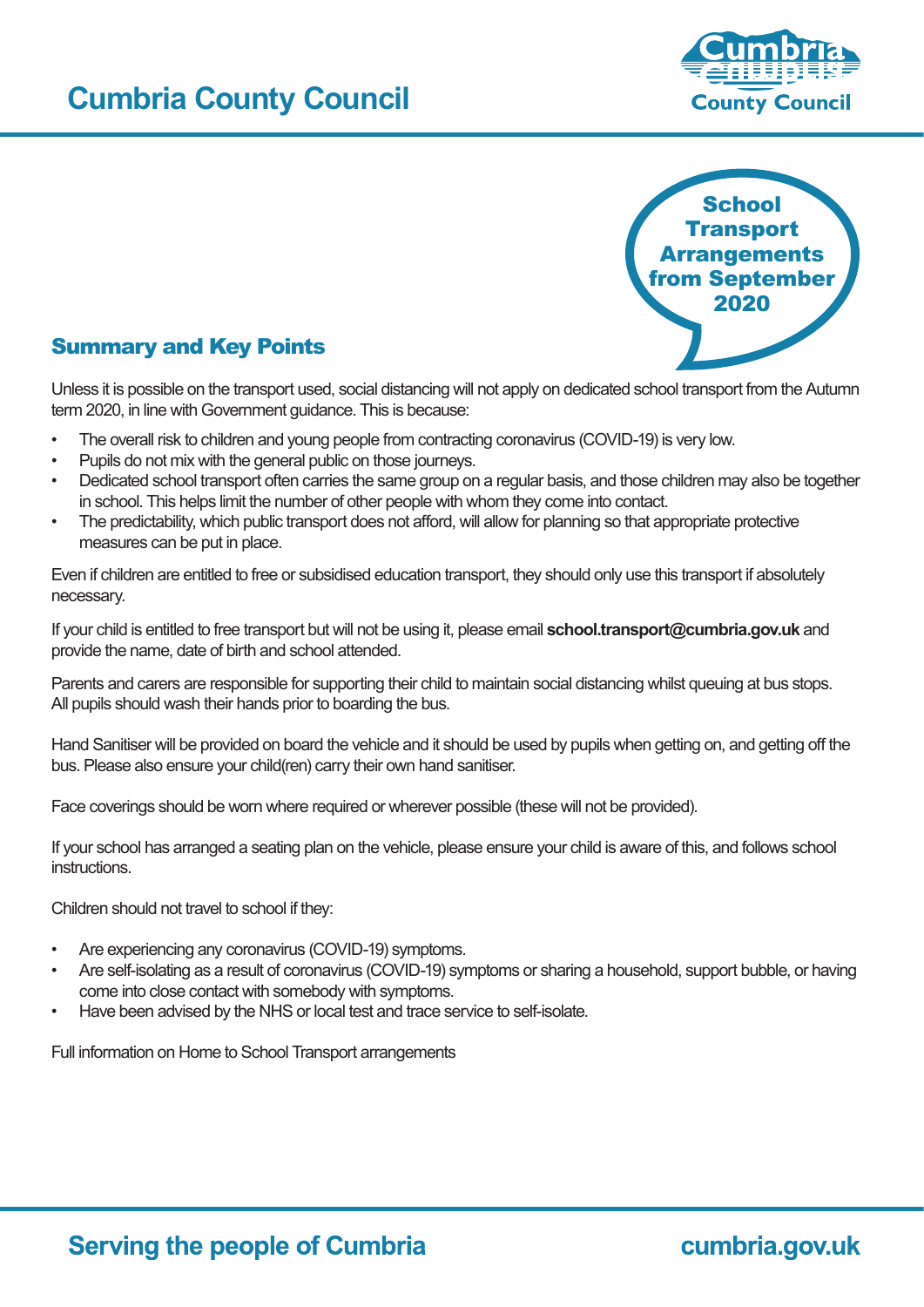# Cumbria County Council

## School Transport Arrangements from September 2020

## Summary and Key Points

Unless it is possible on the transport used, social distancing will not apply on dedicated school transport from the Autumn term 2020, in line with Government guidance. This is because:

- The overall risk to children and young people from contracting coronavirus (COVID-19) is very low.
- Pupils do not mix with the general public on those journeys.
- Dedicated school transport often carries the same group on a regular basis, and those children may also be together in school. This helps limit the number of other people with whom they come into contact.
- The predictability, which public transport does not afford, will allow for planning so that appropriate protective measures can be put in place.

Even if children are entitled to free or subsidised education transport, they should only use this transport if absolutely necessary.

If your child is entitled to free transport but will not be using it, please email **school.transport@cumbria.gov.uk** and provide the name, date of birth and school attended.

Parents and carers are responsible for supporting their child to maintain social distancing whilst queuing at bus stops. All pupils should wash their hands prior to boarding the bus.

Hand Sanitiser will be provided on board the vehicle and it should be used by pupils when getting on, and getting off the bus. Please also ensure your child(ren) carry their own hand sanitiser.

Face coverings should be worn where required or wherever possible (these will not be provided).

If your school has arranged a seating plan on the vehicle, please ensure your child is aware of this, and follows school instructions.

Children should not travel to school if they:

- Are experiencing any coronavirus (COVID-19) symptoms.
- Are self-isolating as a result of coronavirus (COVID-19) symptoms or sharing a household, support bubble, or having come into close contact with somebody with symptoms.
- Have been advised by the NHS or local test and trace service to self-isolate.

Full information on Home to School Transport arrangements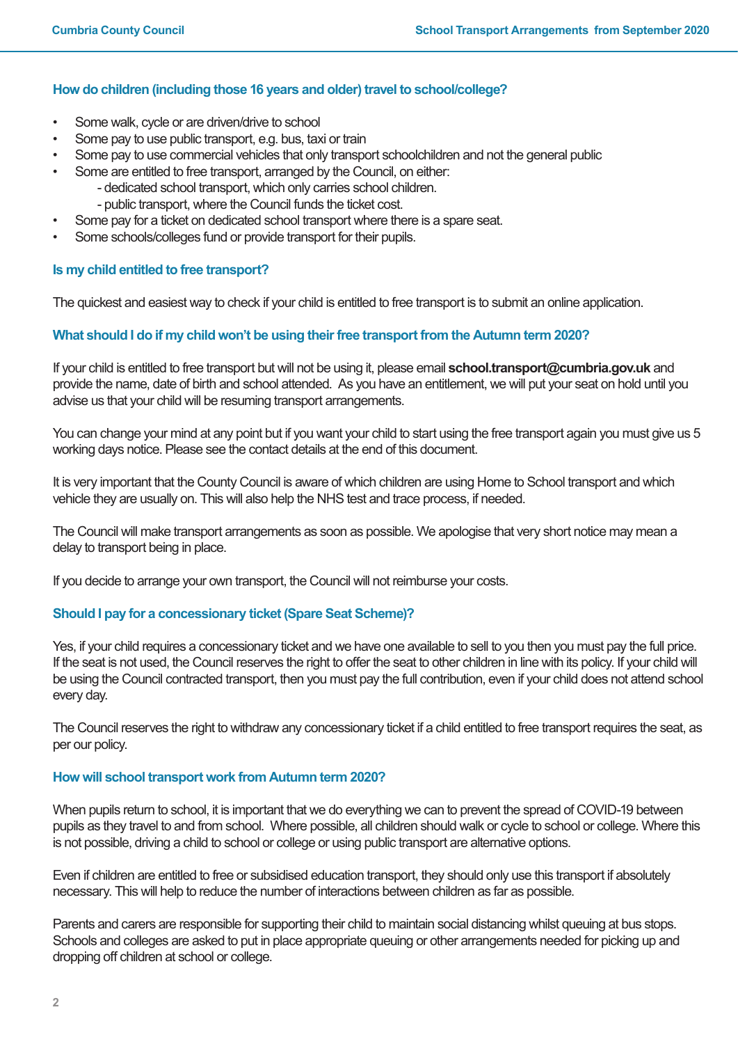### How do children (including those 16 years and older) travel to school/college?

- Some walk, cycle or are driven/drive to school
- Some pay to use public transport, e.g. bus, taxi or train
- Some pay to use commercial vehicles that only transport schoolchildren and not the general public
- Some are entitled to free transport, arranged by the Council, on either:
  - dedicated school transport, which only carries school children.
  - public transport, where the Council funds the ticket cost.
- Some pay for a ticket on dedicated school transport where there is a spare seat.
- Some schools/colleges fund or provide transport for their pupils.

### Is my child entitled to free transport?

The quickest and easiest way to check if your child is entitled to free transport is to submit an online application.

### What should I do if my child won't be using their free transport from the Autumn term 2020?

If your child is entitled to free transport but will not be using it, please email **school.transport@cumbria.gov.uk** and provide the name, date of birth and school attended. As you have an entitlement, we will put your seat on hold until you advise us that your child will be resuming transport arrangements.

You can change your mind at any point but if you want your child to start using the free transport again you must give us 5 working days notice. Please see the contact details at the end of this document.

It is very important that the County Council is aware of which children are using Home to School transport and which vehicle they are usually on. This will also help the NHS test and trace process, if needed.

The Council will make transport arrangements as soon as possible. We apologise that very short notice may mean a delay to transport being in place.

If you decide to arrange your own transport, the Council will not reimburse your costs.

### Should I pay for a concessionary ticket (Spare Seat Scheme)?

Yes, if your child requires a concessionary ticket and we have one available to sell to you then you must pay the full price. If the seat is not used, the Council reserves the right to offer the seat to other children in line with its policy. If your child will be using the Council contracted transport, then you must pay the full contribution, even if your child does not attend school every day.

The Council reserves the right to withdraw any concessionary ticket if a child entitled to free transport requires the seat, as per our policy.

### How will school transport work from Autumn term 2020?

When pupils return to school, it is important that we do everything we can to prevent the spread of COVID-19 between pupils as they travel to and from school. Where possible, all children should walk or cycle to school or college. Where this is not possible, driving a child to school or college or using public transport are alternative options.

Even if children are entitled to free or subsidised education transport, they should only use this transport if absolutely necessary. This will help to reduce the number of interactions between children as far as possible.

Parents and carers are responsible for supporting their child to maintain social distancing whilst queuing at bus stops. Schools and colleges are asked to put in place appropriate queuing or other arrangements needed for picking up and dropping off children at school or college.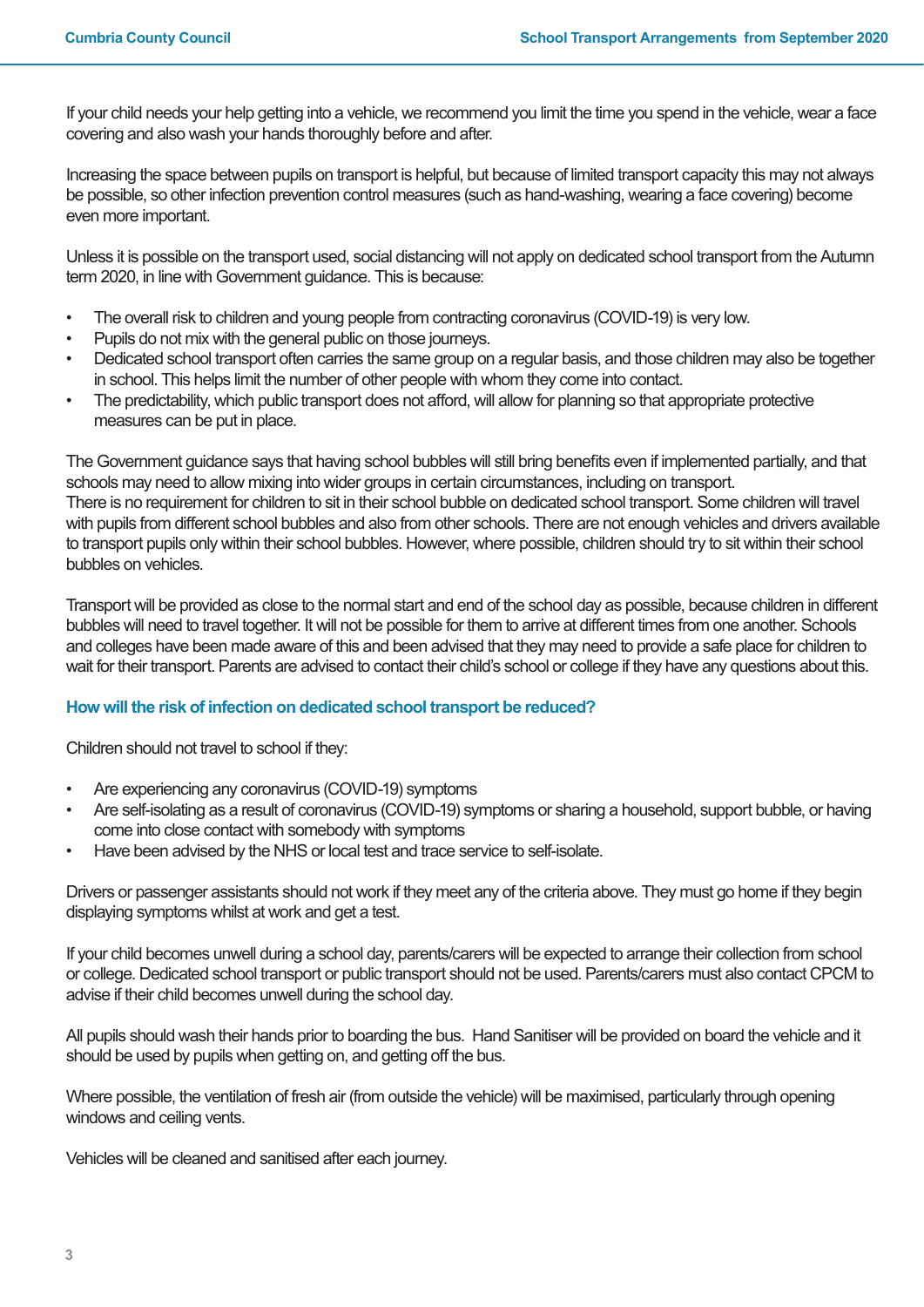If your child needs your help getting into a vehicle, we recommend you limit the time you spend in the vehicle, wear a face covering and also wash your hands thoroughly before and after.

Increasing the space between pupils on transport is helpful, but because of limited transport capacity this may not always be possible, so other infection prevention control measures (such as hand-washing, wearing a face covering) become even more important.

Unless it is possible on the transport used, social distancing will not apply on dedicated school transport from the Autumn term 2020, in line with Government guidance. This is because:

- The overall risk to children and young people from contracting coronavirus (COVID-19) is very low.
- Pupils do not mix with the general public on those journeys.
- Dedicated school transport often carries the same group on a regular basis, and those children may also be together in school. This helps limit the number of other people with whom they come into contact.
- The predictability, which public transport does not afford, will allow for planning so that appropriate protective measures can be put in place.

The Government guidance says that having school bubbles will still bring benefits even if implemented partially, and that schools may need to allow mixing into wider groups in certain circumstances, including on transport.
There is no requirement for children to sit in their school bubble on dedicated school transport. Some children will travel with pupils from different school bubbles and also from other schools. There are not enough vehicles and drivers available to transport pupils only within their school bubbles. However, where possible, children should try to sit within their school bubbles on vehicles.

Transport will be provided as close to the normal start and end of the school day as possible, because children in different bubbles will need to travel together. It will not be possible for them to arrive at different times from one another. Schools and colleges have been made aware of this and been advised that they may need to provide a safe place for children to wait for their transport. Parents are advised to contact their child's school or college if they have any questions about this.

## How will the risk of infection on dedicated school transport be reduced?

Children should not travel to school if they:

- Are experiencing any coronavirus (COVID-19) symptoms
- Are self-isolating as a result of coronavirus (COVID-19) symptoms or sharing a household, support bubble, or having come into close contact with somebody with symptoms
- Have been advised by the NHS or local test and trace service to self-isolate.

Drivers or passenger assistants should not work if they meet any of the criteria above. They must go home if they begin displaying symptoms whilst at work and get a test.

If your child becomes unwell during a school day, parents/carers will be expected to arrange their collection from school or college. Dedicated school transport or public transport should not be used. Parents/carers must also contact CPCM to advise if their child becomes unwell during the school day.

All pupils should wash their hands prior to boarding the bus. Hand Sanitiser will be provided on board the vehicle and it should be used by pupils when getting on, and getting off the bus.

Where possible, the ventilation of fresh air (from outside the vehicle) will be maximised, particularly through opening windows and ceiling vents.

Vehicles will be cleaned and sanitised after each journey.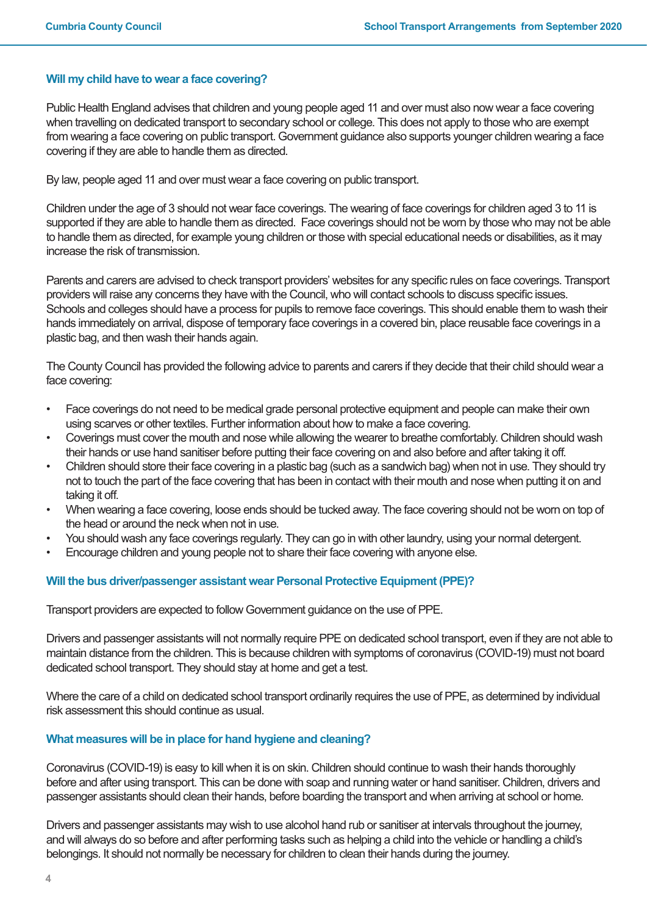### Will my child have to wear a face covering?

Public Health England advises that children and young people aged 11 and over must also now wear a face covering when travelling on dedicated transport to secondary school or college. This does not apply to those who are exempt from wearing a face covering on public transport. Government guidance also supports younger children wearing a face covering if they are able to handle them as directed.

By law, people aged 11 and over must wear a face covering on public transport.

Children under the age of 3 should not wear face coverings. The wearing of face coverings for children aged 3 to 11 is supported if they are able to handle them as directed. Face coverings should not be worn by those who may not be able to handle them as directed, for example young children or those with special educational needs or disabilities, as it may increase the risk of transmission.

Parents and carers are advised to check transport providers' websites for any specific rules on face coverings. Transport providers will raise any concerns they have with the Council, who will contact schools to discuss specific issues. Schools and colleges should have a process for pupils to remove face coverings. This should enable them to wash their hands immediately on arrival, dispose of temporary face coverings in a covered bin, place reusable face coverings in a plastic bag, and then wash their hands again.

The County Council has provided the following advice to parents and carers if they decide that their child should wear a face covering:

- Face coverings do not need to be medical grade personal protective equipment and people can make their own using scarves or other textiles. Further information about how to make a face covering.
- Coverings must cover the mouth and nose while allowing the wearer to breathe comfortably. Children should wash their hands or use hand sanitiser before putting their face covering on and also before and after taking it off.
- Children should store their face covering in a plastic bag (such as a sandwich bag) when not in use. They should try not to touch the part of the face covering that has been in contact with their mouth and nose when putting it on and taking it off.
- When wearing a face covering, loose ends should be tucked away. The face covering should not be worn on top of the head or around the neck when not in use.
- You should wash any face coverings regularly. They can go in with other laundry, using your normal detergent.
- Encourage children and young people not to share their face covering with anyone else.

### Will the bus driver/passenger assistant wear Personal Protective Equipment (PPE)?

Transport providers are expected to follow Government guidance on the use of PPE.

Drivers and passenger assistants will not normally require PPE on dedicated school transport, even if they are not able to maintain distance from the children. This is because children with symptoms of coronavirus (COVID-19) must not board dedicated school transport. They should stay at home and get a test.

Where the care of a child on dedicated school transport ordinarily requires the use of PPE, as determined by individual risk assessment this should continue as usual.

### What measures will be in place for hand hygiene and cleaning?

Coronavirus (COVID-19) is easy to kill when it is on skin. Children should continue to wash their hands thoroughly before and after using transport. This can be done with soap and running water or hand sanitiser. Children, drivers and passenger assistants should clean their hands, before boarding the transport and when arriving at school or home.

Drivers and passenger assistants may wish to use alcohol hand rub or sanitiser at intervals throughout the journey, and will always do so before and after performing tasks such as helping a child into the vehicle or handling a child's belongings. It should not normally be necessary for children to clean their hands during the journey.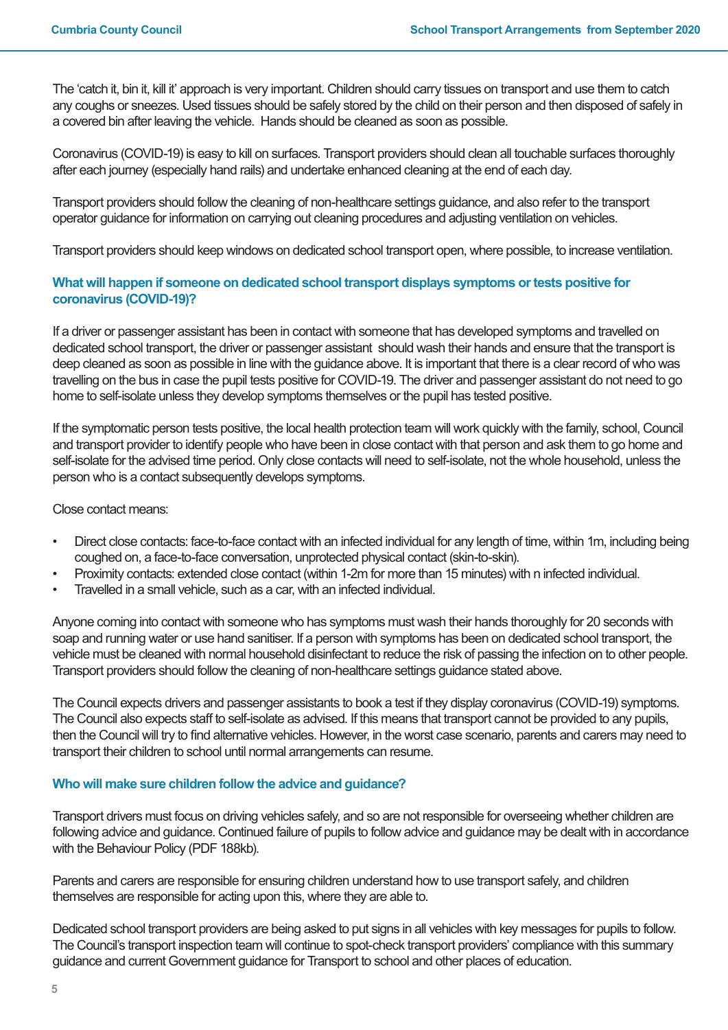The 'catch it, bin it, kill it' approach is very important. Children should carry tissues on transport and use them to catch any coughs or sneezes. Used tissues should be safely stored by the child on their person and then disposed of safely in a covered bin after leaving the vehicle. Hands should be cleaned as soon as possible.

Coronavirus (COVID-19) is easy to kill on surfaces. Transport providers should clean all touchable surfaces thoroughly after each journey (especially hand rails) and undertake enhanced cleaning at the end of each day.

Transport providers should follow the cleaning of non-healthcare settings guidance, and also refer to the transport operator guidance for information on carrying out cleaning procedures and adjusting ventilation on vehicles.

Transport providers should keep windows on dedicated school transport open, where possible, to increase ventilation.

### What will happen if someone on dedicated school transport displays symptoms or tests positive for coronavirus (COVID-19)?

If a driver or passenger assistant has been in contact with someone that has developed symptoms and travelled on dedicated school transport, the driver or passenger assistant should wash their hands and ensure that the transport is deep cleaned as soon as possible in line with the guidance above. It is important that there is a clear record of who was travelling on the bus in case the pupil tests positive for COVID-19. The driver and passenger assistant do not need to go home to self-isolate unless they develop symptoms themselves or the pupil has tested positive.

If the symptomatic person tests positive, the local health protection team will work quickly with the family, school, Council and transport provider to identify people who have been in close contact with that person and ask them to go home and self-isolate for the advised time period. Only close contacts will need to self-isolate, not the whole household, unless the person who is a contact subsequently develops symptoms.

Close contact means:

- Direct close contacts: face-to-face contact with an infected individual for any length of time, within 1m, including being coughed on, a face-to-face conversation, unprotected physical contact (skin-to-skin).
- Proximity contacts: extended close contact (within 1-2m for more than 15 minutes) with n infected individual.
- Travelled in a small vehicle, such as a car, with an infected individual.

Anyone coming into contact with someone who has symptoms must wash their hands thoroughly for 20 seconds with soap and running water or use hand sanitiser. If a person with symptoms has been on dedicated school transport, the vehicle must be cleaned with normal household disinfectant to reduce the risk of passing the infection on to other people. Transport providers should follow the cleaning of non-healthcare settings guidance stated above.

The Council expects drivers and passenger assistants to book a test if they display coronavirus (COVID-19) symptoms. The Council also expects staff to self-isolate as advised. If this means that transport cannot be provided to any pupils, then the Council will try to find alternative vehicles. However, in the worst case scenario, parents and carers may need to transport their children to school until normal arrangements can resume.

### Who will make sure children follow the advice and guidance?

Transport drivers must focus on driving vehicles safely, and so are not responsible for overseeing whether children are following advice and guidance. Continued failure of pupils to follow advice and guidance may be dealt with in accordance with the Behaviour Policy (PDF 188kb).

Parents and carers are responsible for ensuring children understand how to use transport safely, and children themselves are responsible for acting upon this, where they are able to.

Dedicated school transport providers are being asked to put signs in all vehicles with key messages for pupils to follow. The Council's transport inspection team will continue to spot-check transport providers' compliance with this summary guidance and current Government guidance for Transport to school and other places of education.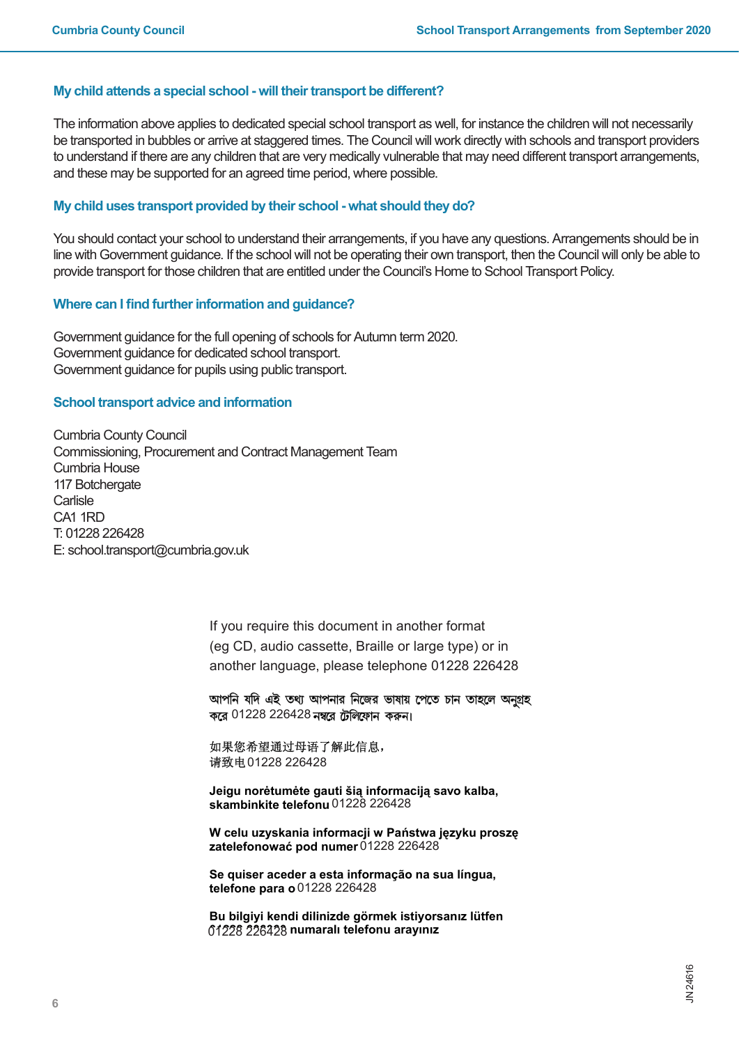### My child attends a special school - will their transport be different?

The information above applies to dedicated special school transport as well, for instance the children will not necessarily be transported in bubbles or arrive at staggered times. The Council will work directly with schools and transport providers to understand if there are any children that are very medically vulnerable that may need different transport arrangements, and these may be supported for an agreed time period, where possible.

### My child uses transport provided by their school - what should they do?

You should contact your school to understand their arrangements, if you have any questions. Arrangements should be in line with Government guidance. If the school will not be operating their own transport, then the Council will only be able to provide transport for those children that are entitled under the Council's Home to School Transport Policy.

### Where can I find further information and guidance?

Government guidance for the full opening of schools for Autumn term 2020.
Government guidance for dedicated school transport.
Government guidance for pupils using public transport.

### School transport advice and information

Cumbria County Council
Commissioning, Procurement and Contract Management Team
Cumbria House
117 Botchergate
Carlisle
CA1 1RD
T: 01228 226428
E: school.transport@cumbria.gov.uk

If you require this document in another format (eg CD, audio cassette, Braille or large type) or in another language, please telephone 01228 226428

আপনি যদি এই তথ্য আপনার নিজের ভাষায় পেতে চান তাহলে অনুগ্রহ করে 01228 226428 নম্বরে টেলিফোন করুন।

如果您希望通过母语了解此信息，
请致电01228 226428

**Jeigu norėtumėte gauti šią informaciją savo kalba, skambinkite telefonu** 01228 226428

**W celu uzyskania informacji w Państwa języku proszę zatelefonować pod numer** 01228 226428

**Se quiser aceder a esta informação na sua língua, telefone para o** 01228 226428

**Bu bilgiyi kendi dilinizde görmek istiyorsanız lütfen** 01228 226428 **numaralı telefonu arayınız**

JN24616